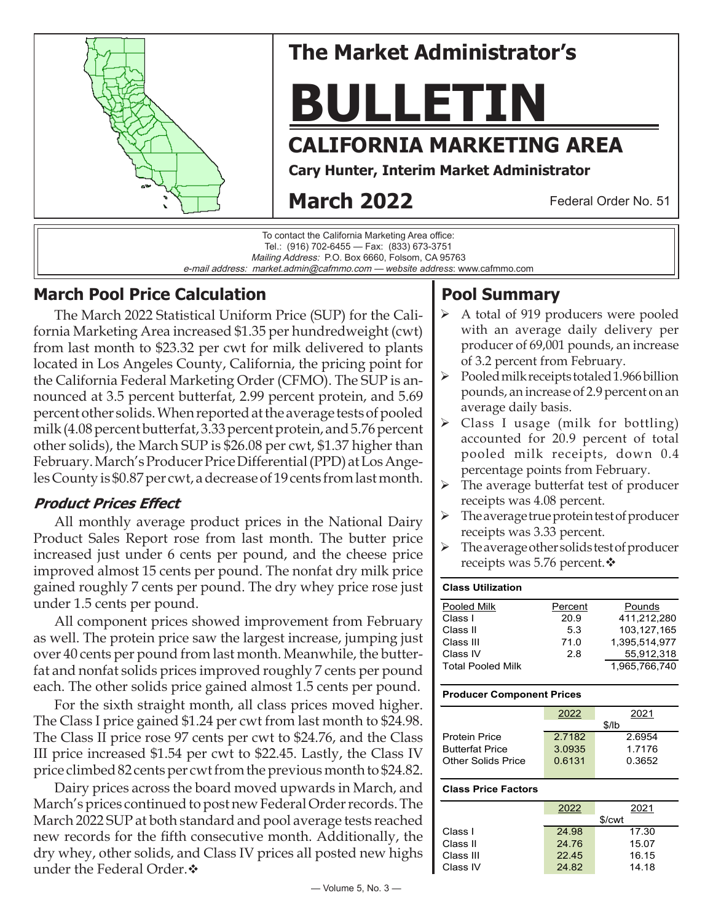# The Market Administrator's

# BULLETIN

## CALIFORNIA MARKETING AREA

**Cary Hunter, Interim Market Administrator**

**March 2022** Federal Order No. 51

To contact the California Marketing Area office:
Tel.: (916) 702-6455 — Fax: (833) 673-3751
*Mailing Address:* P.O. Box 6660, Folsom, CA 95763
*e-mail address: market.admin@cafmmo.com* — *website address*: www.cafmmo.com

## March Pool Price Calculation

The March 2022 Statistical Uniform Price (SUP) for the California Marketing Area increased $1.35 per hundredweight (cwt) from last month to $23.32 per cwt for milk delivered to plants located in Los Angeles County, California, the pricing point for the California Federal Marketing Order (CFMO). The SUP is announced at 3.5 percent butterfat, 2.99 percent protein, and 5.69 percent other solids. When reported at the average tests of pooled milk (4.08 percent butterfat, 3.33 percent protein, and 5.76 percent other solids), the March SUP is $26.08 per cwt, $1.37 higher than February. March's Producer Price Differential (PPD) at Los Angeles County is $0.87 per cwt, a decrease of 19 cents from last month.

### *Product Prices Effect*

All monthly average product prices in the National Dairy Product Sales Report rose from last month. The butter price increased just under 6 cents per pound, and the cheese price improved almost 15 cents per pound. The nonfat dry milk price gained roughly 7 cents per pound. The dry whey price rose just under 1.5 cents per pound.

All component prices showed improvement from February as well. The protein price saw the largest increase, jumping just over 40 cents per pound from last month. Meanwhile, the butterfat and nonfat solids prices improved roughly 7 cents per pound each. The other solids price gained almost 1.5 cents per pound.

For the sixth straight month, all class prices moved higher. The Class I price gained $1.24 per cwt from last month to $24.98. The Class II price rose 97 cents per cwt to $24.76, and the Class III price increased $1.54 per cwt to $22.45. Lastly, the Class IV price climbed 82 cents per cwt from the previous month to $24.82.

Dairy prices across the board moved upwards in March, and March's prices continued to post new Federal Order records. The March 2022 SUP at both standard and pool average tests reached new records for the fifth consecutive month. Additionally, the dry whey, other solids, and Class IV prices all posted new highs under the Federal Order.❖

## Pool Summary

- A total of 919 producers were pooled with an average daily delivery per producer of 69,001 pounds, an increase of 3.2 percent from February.
- Pooled milk receipts totaled 1.966 billion pounds, an increase of 2.9 percent on an average daily basis.
- Class I usage (milk for bottling) accounted for 20.9 percent of total pooled milk receipts, down 0.4 percentage points from February.
- The average butterfat test of producer receipts was 4.08 percent.
- The average true protein test of producer receipts was 3.33 percent.
- The average other solids test of producer receipts was 5.76 percent.❖

**Class Utilization**

| Pooled Milk | Percent | Pounds |
|---|---|---|
| Class I | 20.9 | 411,212,280 |
| Class II | 5.3 | 103,127,165 |
| Class III | 71.0 | 1,395,514,977 |
| Class IV | 2.8 | 55,912,318 |
| Total Pooled Milk | | 1,965,766,740 |

**Producer Component Prices**

| | 2022 | 2021 |
|---|---|---|
| | $/lb | |
| Protein Price | 2.7182 | 2.6954 |
| Butterfat Price | 3.0935 | 1.7176 |
| Other Solids Price | 0.6131 | 0.3652 |

**Class Price Factors**

| | 2022 | 2021 |
|---|---|---|
| | $/cwt | |
| Class I | 24.98 | 17.30 |
| Class II | 24.76 | 15.07 |
| Class III | 22.45 | 16.15 |
| Class IV | 24.82 | 14.18 |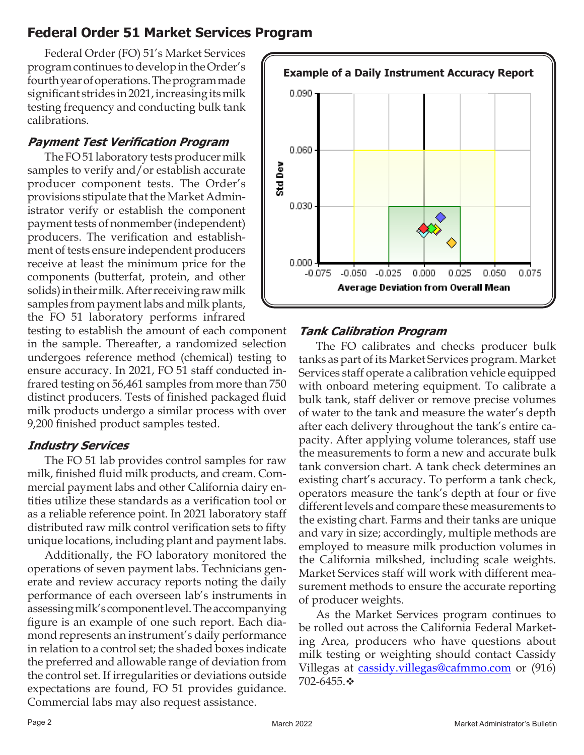## Federal Order 51 Market Services Program

Federal Order (FO) 51's Market Services program continues to develop in the Order's fourth year of operations. The program made significant strides in 2021, increasing its milk testing frequency and conducting bulk tank calibrations.

### *Payment Test Verification Program*

The FO 51 laboratory tests producer milk samples to verify and/or establish accurate producer component tests. The Order's provisions stipulate that the Market Administrator verify or establish the component payment tests of nonmember (independent) producers. The verification and establishment of tests ensure independent producers receive at least the minimum price for the components (butterfat, protein, and other solids) in their milk. After receiving raw milk samples from payment labs and milk plants, the FO 51 laboratory performs infrared testing to establish the amount of each component in the sample. Thereafter, a randomized selection undergoes reference method (chemical) testing to ensure accuracy. In 2021, FO 51 staff conducted infrared testing on 56,461 samples from more than 750 distinct producers. Tests of finished packaged fluid milk products undergo a similar process with over 9,200 finished product samples tested.

### *Industry Services*

The FO 51 lab provides control samples for raw milk, finished fluid milk products, and cream. Commercial payment labs and other California dairy entities utilize these standards as a verification tool or as a reliable reference point. In 2021 laboratory staff distributed raw milk control verification sets to fifty unique locations, including plant and payment labs.

Additionally, the FO laboratory monitored the operations of seven payment labs. Technicians generate and review accuracy reports noting the daily performance of each overseen lab's instruments in assessing milk's component level. The accompanying figure is an example of one such report. Each diamond represents an instrument's daily performance in relation to a control set; the shaded boxes indicate the preferred and allowable range of deviation from the control set. If irregularities or deviations outside expectations are found, FO 51 provides guidance. Commercial labs may also request assistance.

**Example of a Daily Instrument Accuracy Report**

### *Tank Calibration Program*

The FO calibrates and checks producer bulk tanks as part of its Market Services program. Market Services staff operate a calibration vehicle equipped with onboard metering equipment. To calibrate a bulk tank, staff deliver or remove precise volumes of water to the tank and measure the water's depth after each delivery throughout the tank's entire capacity. After applying volume tolerances, staff use the measurements to form a new and accurate bulk tank conversion chart. A tank check determines an existing chart's accuracy. To perform a tank check, operators measure the tank's depth at four or five different levels and compare these measurements to the existing chart. Farms and their tanks are unique and vary in size; accordingly, multiple methods are employed to measure milk production volumes in the California milkshed, including scale weights. Market Services staff will work with different measurement methods to ensure the accurate reporting of producer weights.

As the Market Services program continues to be rolled out across the California Federal Marketing Area, producers who have questions about milk testing or weighting should contact Cassidy Villegas at cassidy.villegas@cafmmo.com or (916) 702-6455.❖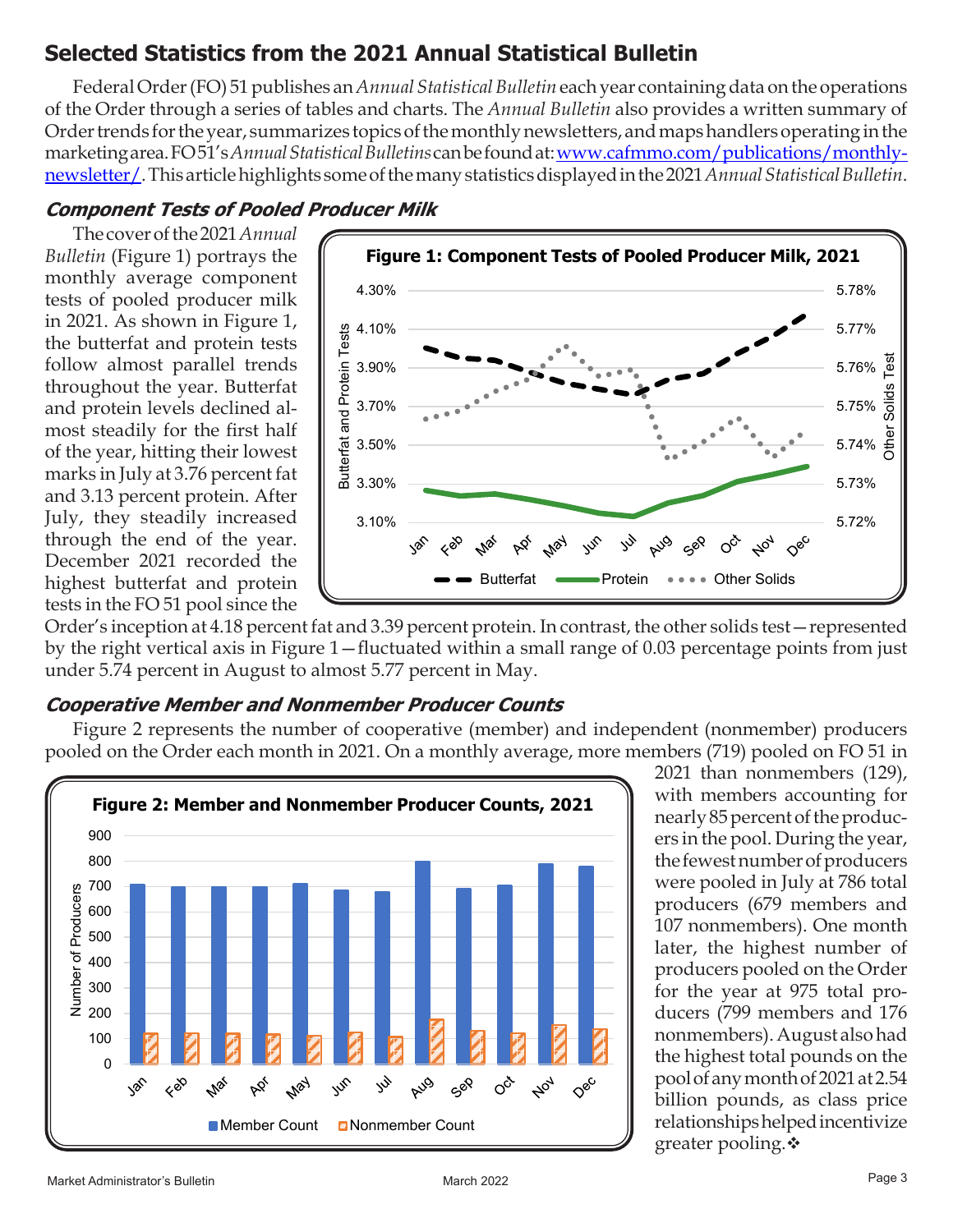## Selected Statistics from the 2021 Annual Statistical Bulletin

Federal Order (FO) 51 publishes an *Annual Statistical Bulletin* each year containing data on the operations of the Order through a series of tables and charts. The *Annual Bulletin* also provides a written summary of Order trends for the year, summarizes topics of the monthly newsletters, and maps handlers operating in the marketing area. FO 51's *Annual Statistical Bulletins* can be found at: [www.cafmmo.com/publications/monthly-newsletter/](www.cafmmo.com/publications/monthly-newsletter/). This article highlights some of the many statistics displayed in the 2021 *Annual Statistical Bulletin*.

### *Component Tests of Pooled Producer Milk*

The cover of the 2021 *Annual Bulletin* (Figure 1) portrays the monthly average component tests of pooled producer milk in 2021. As shown in Figure 1, the butterfat and protein tests follow almost parallel trends throughout the year. Butterfat and protein levels declined almost steadily for the first half of the year, hitting their lowest marks in July at 3.76 percent fat and 3.13 percent protein. After July, they steadily increased through the end of the year. December 2021 recorded the highest butterfat and protein tests in the FO 51 pool since the Order's inception at 4.18 percent fat and 3.39 percent protein. In contrast, the other solids test—represented by the right vertical axis in Figure 1—fluctuated within a small range of 0.03 percentage points from just under 5.74 percent in August to almost 5.77 percent in May.

**Figure 1: Component Tests of Pooled Producer Milk, 2021**

### *Cooperative Member and Nonmember Producer Counts*

Figure 2 represents the number of cooperative (member) and independent (nonmember) producers pooled on the Order each month in 2021. On a monthly average, more members (719) pooled on FO 51 in 2021 than nonmembers (129), with members accounting for nearly 85 percent of the producers in the pool. During the year, the fewest number of producers were pooled in July at 786 total producers (679 members and 107 nonmembers). One month later, the highest number of producers pooled on the Order for the year at 975 total producers (799 members and 176 nonmembers). August also had the highest total pounds on the pool of any month of 2021 at 2.54 billion pounds, as class price relationships helped incentivize greater pooling.❖

**Figure 2: Member and Nonmember Producer Counts, 2021**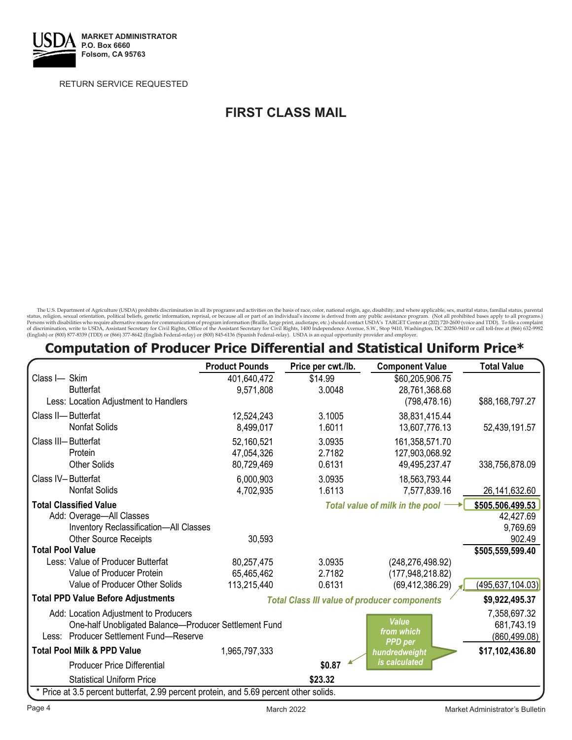**MARKET ADMINISTRATOR**
**P.O. Box 6660**
**Folsom, CA 95763**

RETURN SERVICE REQUESTED

## FIRST CLASS MAIL

The U.S. Department of Agriculture (USDA) prohibits discrimination in all its programs and activities on the basis of race, color, national origin, age, disability, and where applicable, sex, marital status, familial status, parental status, religion, sexual orientation, political beliefs, genetic information, reprisal, or because all or part of an individual's income is derived from any public assistance program. (Not all prohibited bases apply to all programs.) Persons with disabilities who require alternative means for communication of program information (Braille, large print, audiotape, etc.) should contact USDA's TARGET Center at (202) 720-2600 (voice and TDD). To file a complaint of discrimination, write to USDA, Assistant Secretary for Civil Rights, Office of the Assistant Secretary for Civil Rights, 1400 Independence Avenue, S.W., Stop 9410, Washington, DC 20250-9410 or call toll-free at (866) 632-9992 (English) or (800) 877-8339 (TDD) or (866) 377-8642 (English Federal-relay) or (800) 845-6136 (Spanish Federal-relay). USDA is an equal opportunity provider and employer.

## Computation of Producer Price Differential and Statistical Uniform Price*

| | Product Pounds | Price per cwt./lb. | Component Value | Total Value |
|---|---|---|---|---|
| Class I— Skim | 401,640,472 | $14.99 | $60,205,906.75 | |
| Butterfat | 9,571,808 | 3.0048 | 28,761,368.68 | |
| Less: Location Adjustment to Handlers | | | (798,478.16) | $88,168,797.27 |
| Class II— Butterfat | 12,524,243 | 3.1005 | 38,831,415.44 | |
| Nonfat Solids | 8,499,017 | 1.6011 | 13,607,776.13 | 52,439,191.57 |
| Class III— Butterfat | 52,160,521 | 3.0935 | 161,358,571.70 | |
| Protein | 47,054,326 | 2.7182 | 127,903,068.92 | |
| Other Solids | 80,729,469 | 0.6131 | 49,495,237.47 | 338,756,878.09 |
| Class IV— Butterfat | 6,000,903 | 3.0935 | 18,563,793.44 | |
| Nonfat Solids | 4,702,935 | 1.6113 | 7,577,839.16 | 26,141,632.60 |
| **Total Classified Value** | | | *Total value of milk in the pool* | **$505,506,499.53** |
| Add: Overage—All Classes | | | | 42,427.69 |
| Inventory Reclassification—All Classes | | | | 9,769.69 |
| Other Source Receipts | 30,593 | | | 902.49 |
| **Total Pool Value** | | | | **$505,559,599.40** |
| Less: Value of Producer Butterfat | 80,257,475 | 3.0935 | (248,276,498.92) | |
| Value of Producer Protein | 65,465,462 | 2.7182 | (177,948,218.82) | |
| Value of Producer Other Solids | 113,215,440 | 0.6131 | (69,412,386.29) | (495,637,104.03) |
| **Total PPD Value Before Adjustments** | | *Total Class III value of producer components* | | **$9,922,495.37** |
| Add: Location Adjustment to Producers | | | | 7,358,697.32 |
| One-half Unobligated Balance—Producer Settlement Fund | | | | 681,743.19 |
| Less: Producer Settlement Fund—Reserve | | | | (860,499.08) |
| **Total Pool Milk & PPD Value** | 1,965,797,333 | | *Value from which PPD per hundredweight is calculated* | **$17,102,436.80** |
| Producer Price Differential | | **$0.87** | | |
| Statistical Uniform Price | | **$23.32** | | |

\* Price at 3.5 percent butterfat, 2.99 percent protein, and 5.69 percent other solids.

March 2022 — Market Administrator's Bulletin